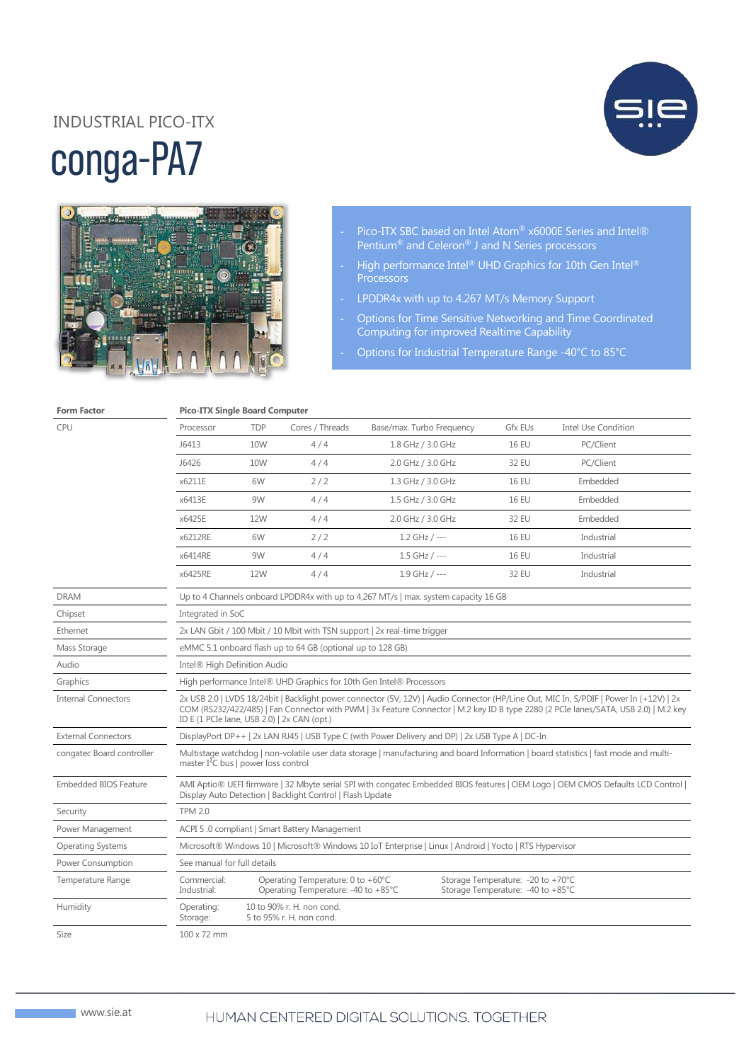INDUSTRIAL PICO-ITX

# conga-PA7

- Pico-ITX SBC based on Intel Atom® x6000E Series and Intel® Pentium® and Celeron® J and N Series processors
- High performance Intel® UHD Graphics for 10th Gen Intel® Processors
- LPDDR4x with up to 4.267 MT/s Memory Support
- Options for Time Sensitive Networking and Time Coordinated Computing for improved Realtime Capability
- Options for Industrial Temperature Range -40°C to 85°C

| **Form Factor** | **Pico-ITX Single Board Computer** | | | | | |
|---|---|---|---|---|---|---|
| CPU | Processor | TDP | Cores / Threads | Base/max. Turbo Frequency | Gfx EUs | Intel Use Condition |
| | J6413 | 10W | 4 / 4 | 1.8 GHz / 3.0 GHz | 16 EU | PC/Client |
| | J6426 | 10W | 4 / 4 | 2.0 GHz / 3.0 GHz | 32 EU | PC/Client |
| | x6211E | 6W | 2 / 2 | 1.3 GHz / 3.0 GHz | 16 EU | Embedded |
| | x6413E | 9W | 4 / 4 | 1.5 GHz / 3.0 GHz | 16 EU | Embedded |
| | x6425E | 12W | 4 / 4 | 2.0 GHz / 3.0 GHz | 32 EU | Embedded |
| | x6212RE | 6W | 2 / 2 | 1.2 GHz / --- | 16 EU | Industrial |
| | x6414RE | 9W | 4 / 4 | 1.5 GHz / --- | 16 EU | Industrial |
| | x6425RE | 12W | 4 / 4 | 1.9 GHz / --- | 32 EU | Industrial |

| | |
|---|---|
| DRAM | Up to 4 Channels onboard LPDDR4x with up to 4,267 MT/s \| max. system capacity 16 GB |
| Chipset | Integrated in SoC |
| Ethernet | 2x LAN Gbit / 100 Mbit / 10 Mbit with TSN support \| 2x real-time trigger |
| Mass Storage | eMMC 5.1 onboard flash up to 64 GB (optional up to 128 GB) |
| Audio | Intel® High Definition Audio |
| Graphics | High performance Intel® UHD Graphics for 10th Gen Intel® Processors |
| Internal Connectors | 2x USB 2.0 \| LVDS 18/24bit \| Backlight power connector (5V, 12V) \| Audio Connector (HP/Line Out, MIC In, S/PDIF \| Power In (+12V) \| 2x COM (RS232/422/485) \| Fan Connector with PWM \| 3x Feature Connector \| M.2 key ID B type 2280 (2 PCIe lanes/SATA, USB 2.0) \| M.2 key ID E (1 PCIe lane, USB 2.0) \| 2x CAN (opt.) |
| External Connectors | DisplayPort DP++ \| 2x LAN RJ45 \| USB Type C (with Power Delivery and DP) \| 2x USB Type A \| DC-In |
| congatec Board controller | Multistage watchdog \| non-volatile user data storage \| manufacturing and board Information \| board statistics \| fast mode and multi-master I²C bus \| power loss control |
| Embedded BIOS Feature | AMI Aptio® UEFI firmware \| 32 Mbyte serial SPI with congatec Embedded BIOS features \| OEM Logo \| OEM CMOS Defaults LCD Control \| Display Auto Detection \| Backlight Control \| Flash Update |
| Security | TPM 2.0 |
| Power Management | ACPI 5 .0 compliant \| Smart Battery Management |
| Operating Systems | Microsoft® Windows 10 \| Microsoft® Windows 10 IoT Enterprise \| Linux \| Android \| Yocto \| RTS Hypervisor |
| Power Consumption | See manual for full details |
| Temperature Range | Commercial: Operating Temperature: 0 to +60°C; Storage Temperature: -20 to +70°C<br>Industrial: Operating Temperature: -40 to +85°C; Storage Temperature: -40 to +85°C |
| Humidity | Operating: 10 to 90% r. H. non cond.<br>Storage: 5 to 95% r. H. non cond. |
| Size | 100 x 72 mm |

www.sie.at

HUMAN CENTERED DIGITAL SOLUTIONS. TOGETHER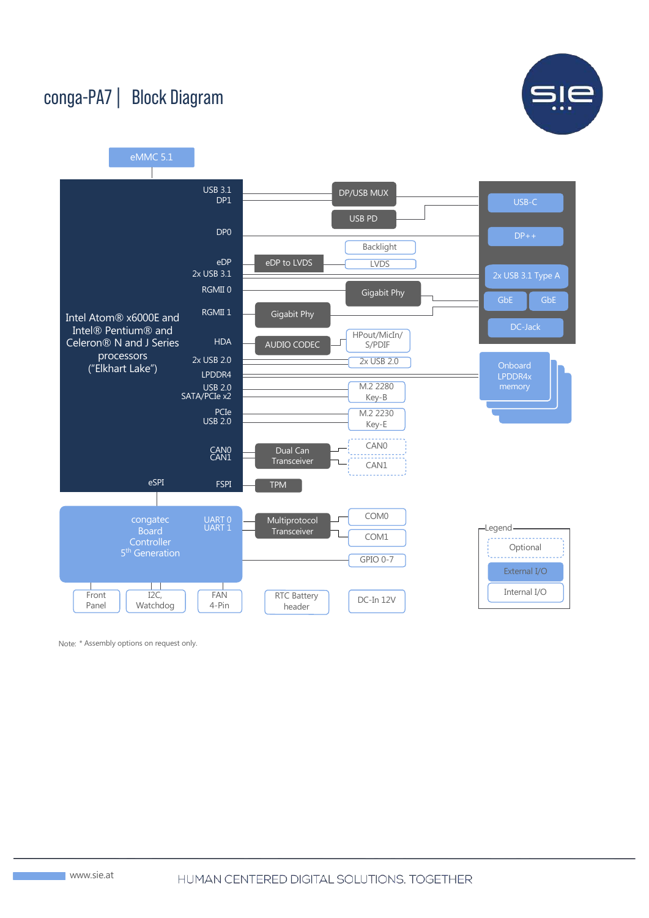# conga-PA7 | Block Diagram

eMMC 5.1

Intel Atom® x6000E and Intel® Pentium® and Celeron® N and J Series processors ("Elkhart Lake")

USB 3.1
DP1
DP0
eDP
2x USB 3.1
RGMII 0
RGMII 1
HDA
2x USB 2.0
LPDDR4
USB 2.0
SATA/PCIe x2
PCIe
USB 2.0
CAN0
CAN1
eSPI
FSPI

DP/USB MUX
USB PD
Backlight
eDP to LVDS
LVDS
Gigabit Phy
Gigabit Phy
AUDIO CODEC
HPout/MicIn/ S/PDIF
2x USB 2.0
M.2 2280 Key-B
M.2 2230 Key-E
Dual Can Transceiver
CAN0
CAN1
TPM

USB-C
DP++
2x USB 3.1 Type A
GbE
GbE
DC-Jack

Onboard LPDDR4x memory

congatec Board Controller 5th Generation

UART 0
UART 1
Multiprotocol Transceiver
COM0
COM1
GPIO 0-7

Front Panel
I2C, Watchdog
FAN 4-Pin
RTC Battery header
DC-In 12V

Legend
- Optional
- External I/O
- Internal I/O

Note: * Assembly options on request only.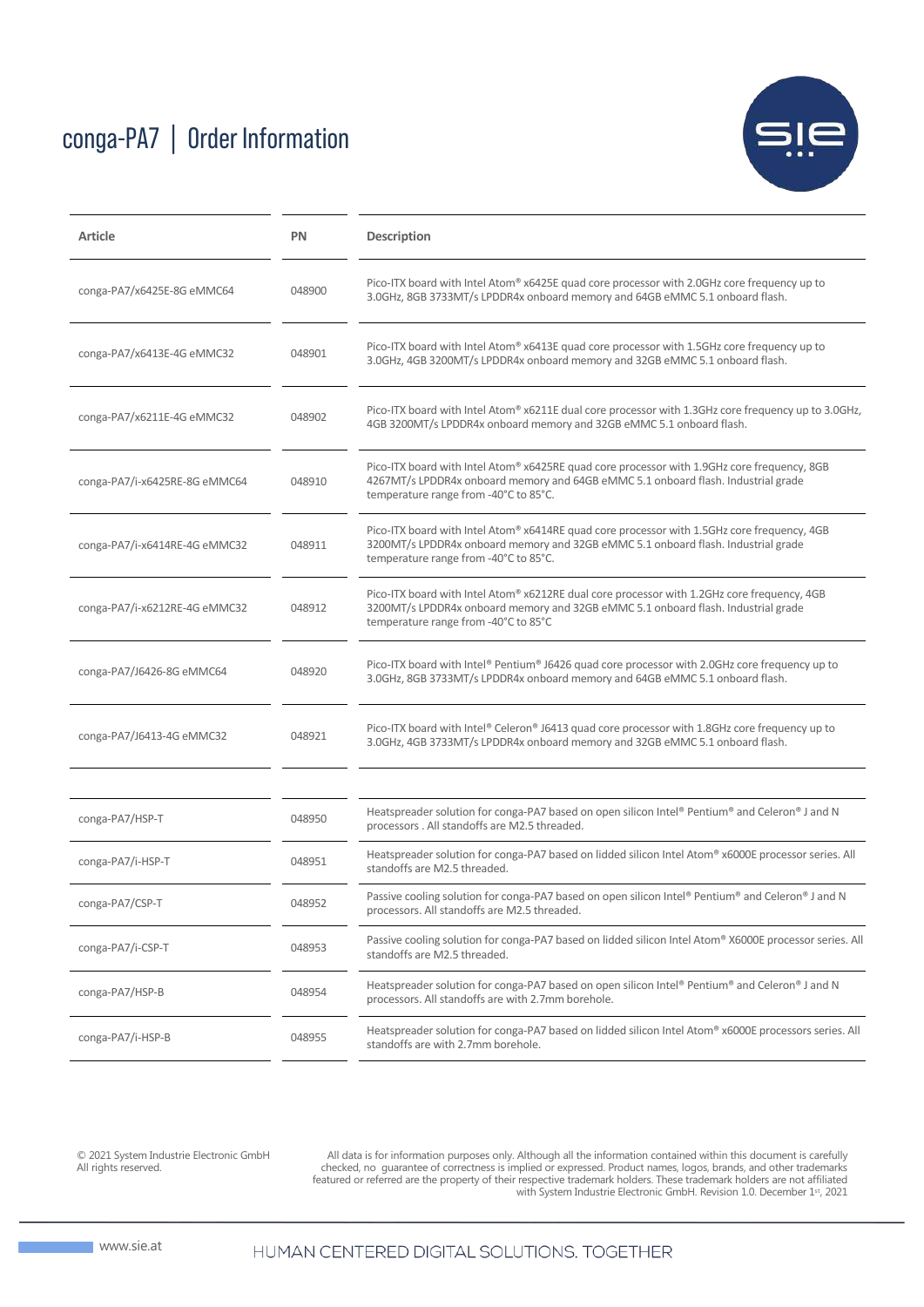# conga-PA7 | Order Information

| Article | PN | Description |
|---|---|---|
| conga-PA7/x6425E-8G eMMC64 | 048900 | Pico-ITX board with Intel Atom® x6425E quad core processor with 2.0GHz core frequency up to 3.0GHz, 8GB 3733MT/s LPDDR4x onboard memory and 64GB eMMC 5.1 onboard flash. |
| conga-PA7/x6413E-4G eMMC32 | 048901 | Pico-ITX board with Intel Atom® x6413E quad core processor with 1.5GHz core frequency up to 3.0GHz, 4GB 3200MT/s LPDDR4x onboard memory and 32GB eMMC 5.1 onboard flash. |
| conga-PA7/x6211E-4G eMMC32 | 048902 | Pico-ITX board with Intel Atom® x6211E dual core processor with 1.3GHz core frequency up to 3.0GHz, 4GB 3200MT/s LPDDR4x onboard memory and 32GB eMMC 5.1 onboard flash. |
| conga-PA7/i-x6425RE-8G eMMC64 | 048910 | Pico-ITX board with Intel Atom® x6425RE quad core processor with 1.9GHz core frequency, 8GB 4267MT/s LPDDR4x onboard memory and 64GB eMMC 5.1 onboard flash. Industrial grade temperature range from -40°C to 85°C. |
| conga-PA7/i-x6414RE-4G eMMC32 | 048911 | Pico-ITX board with Intel Atom® x6414RE quad core processor with 1.5GHz core frequency, 4GB 3200MT/s LPDDR4x onboard memory and 32GB eMMC 5.1 onboard flash. Industrial grade temperature range from -40°C to 85°C. |
| conga-PA7/i-x6212RE-4G eMMC32 | 048912 | Pico-ITX board with Intel Atom® x6212RE dual core processor with 1.2GHz core frequency, 4GB 3200MT/s LPDDR4x onboard memory and 32GB eMMC 5.1 onboard flash. Industrial grade temperature range from -40°C to 85°C |
| conga-PA7/J6426-8G eMMC64 | 048920 | Pico-ITX board with Intel® Pentium® J6426 quad core processor with 2.0GHz core frequency up to 3.0GHz, 8GB 3733MT/s LPDDR4x onboard memory and 64GB eMMC 5.1 onboard flash. |
| conga-PA7/J6413-4G eMMC32 | 048921 | Pico-ITX board with Intel® Celeron® J6413 quad core processor with 1.8GHz core frequency up to 3.0GHz, 4GB 3733MT/s LPDDR4x onboard memory and 32GB eMMC 5.1 onboard flash. |
| | | |
| conga-PA7/HSP-T | 048950 | Heatspreader solution for conga-PA7 based on open silicon Intel® Pentium® and Celeron® J and N processors . All standoffs are M2.5 threaded. |
| conga-PA7/i-HSP-T | 048951 | Heatspreader solution for conga-PA7 based on lidded silicon Intel Atom® x6000E processor series. All standoffs are M2.5 threaded. |
| conga-PA7/CSP-T | 048952 | Passive cooling solution for conga-PA7 based on open silicon Intel® Pentium® and Celeron® J and N processors. All standoffs are M2.5 threaded. |
| conga-PA7/i-CSP-T | 048953 | Passive cooling solution for conga-PA7 based on lidded silicon Intel Atom® X6000E processor series. All standoffs are M2.5 threaded. |
| conga-PA7/HSP-B | 048954 | Heatspreader solution for conga-PA7 based on open silicon Intel® Pentium® and Celeron® J and N processors. All standoffs are with 2.7mm borehole. |
| conga-PA7/i-HSP-B | 048955 | Heatspreader solution for conga-PA7 based on lidded silicon Intel Atom® x6000E processors series. All standoffs are with 2.7mm borehole. |

© 2021 System Industrie Electronic GmbH
All rights reserved.

All data is for information purposes only. Although all the information contained within this document is carefully checked, no guarantee of correctness is implied or expressed. Product names, logos, brands, and other trademarks featured or referred are the property of their respective trademark holders. These trademark holders are not affiliated with System Industrie Electronic GmbH. Revision 1.0. December 1st, 2021

www.sie.at

HUMAN CENTERED DIGITAL SOLUTIONS. TOGETHER